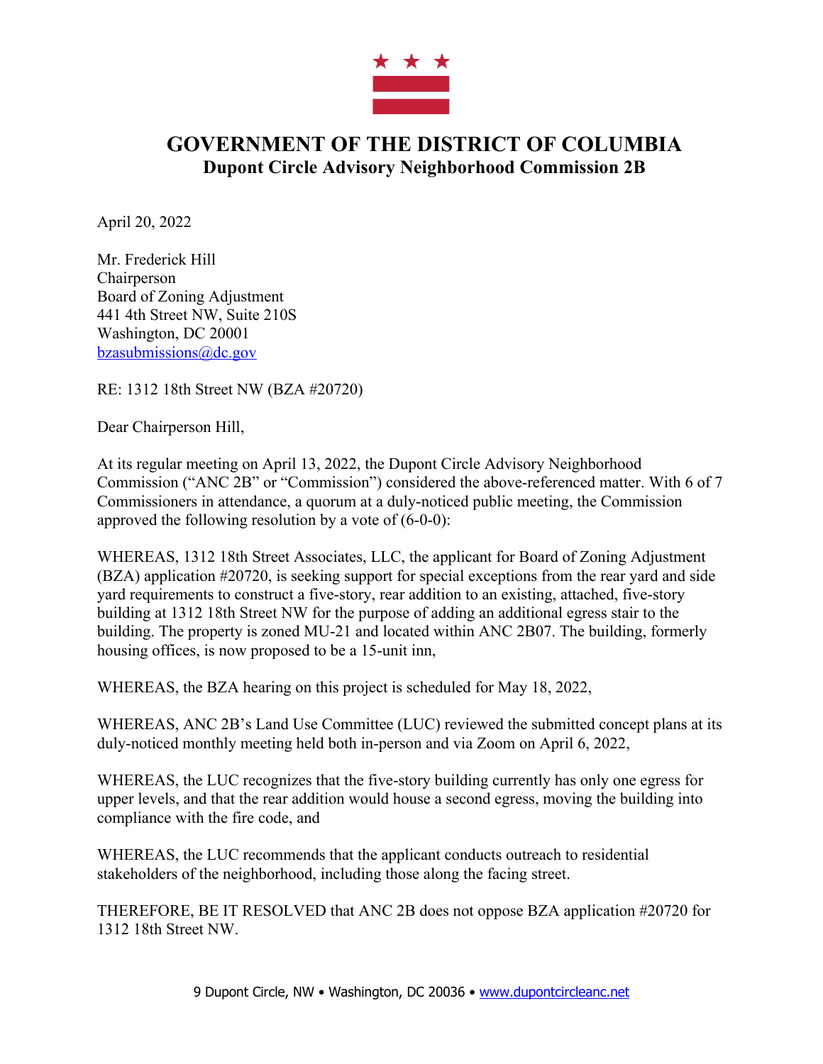# GOVERNMENT OF THE DISTRICT OF COLUMBIA
## Dupont Circle Advisory Neighborhood Commission 2B

April 20, 2022

Mr. Frederick Hill  
Chairperson  
Board of Zoning Adjustment  
441 4th Street NW, Suite 210S  
Washington, DC 20001  
bzasubmissions@dc.gov

RE: 1312 18th Street NW (BZA #20720)

Dear Chairperson Hill,

At its regular meeting on April 13, 2022, the Dupont Circle Advisory Neighborhood Commission ("ANC 2B" or "Commission") considered the above-referenced matter. With 6 of 7 Commissioners in attendance, a quorum at a duly-noticed public meeting, the Commission approved the following resolution by a vote of (6-0-0):

WHEREAS, 1312 18th Street Associates, LLC, the applicant for Board of Zoning Adjustment (BZA) application #20720, is seeking support for special exceptions from the rear yard and side yard requirements to construct a five-story, rear addition to an existing, attached, five-story building at 1312 18th Street NW for the purpose of adding an additional egress stair to the building. The property is zoned MU-21 and located within ANC 2B07. The building, formerly housing offices, is now proposed to be a 15-unit inn,

WHEREAS, the BZA hearing on this project is scheduled for May 18, 2022,

WHEREAS, ANC 2B's Land Use Committee (LUC) reviewed the submitted concept plans at its duly-noticed monthly meeting held both in-person and via Zoom on April 6, 2022,

WHEREAS, the LUC recognizes that the five-story building currently has only one egress for upper levels, and that the rear addition would house a second egress, moving the building into compliance with the fire code, and

WHEREAS, the LUC recommends that the applicant conducts outreach to residential stakeholders of the neighborhood, including those along the facing street.

THEREFORE, BE IT RESOLVED that ANC 2B does not oppose BZA application #20720 for 1312 18th Street NW.

9 Dupont Circle, NW • Washington, DC 20036 • www.dupontcircleanc.net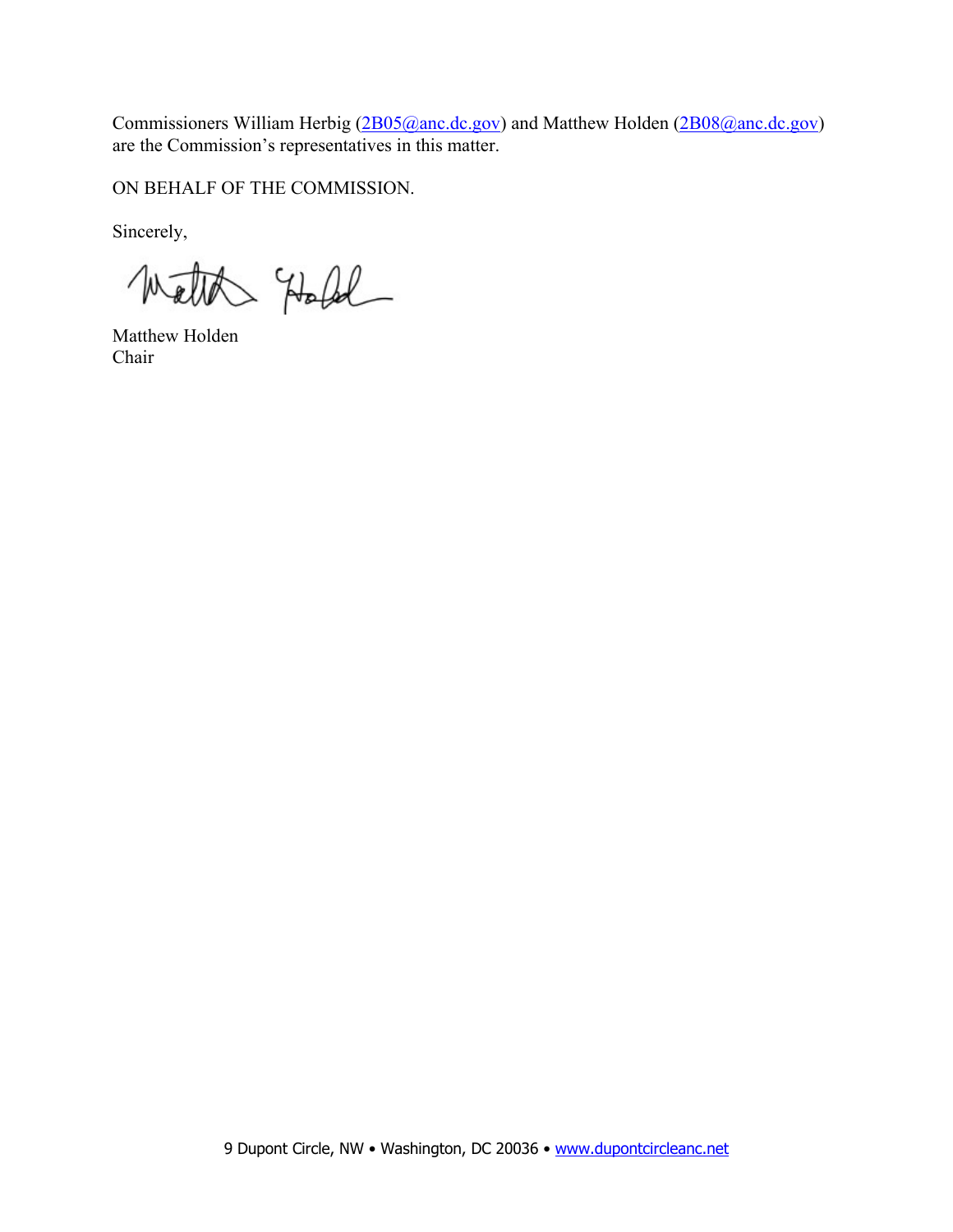Commissioners William Herbig (2B05@anc.dc.gov) and Matthew Holden (2B08@anc.dc.gov) are the Commission's representatives in this matter.

ON BEHALF OF THE COMMISSION.

Sincerely,

Matthew Holden
Chair

9 Dupont Circle, NW • Washington, DC 20036 • www.dupontcircleanc.net